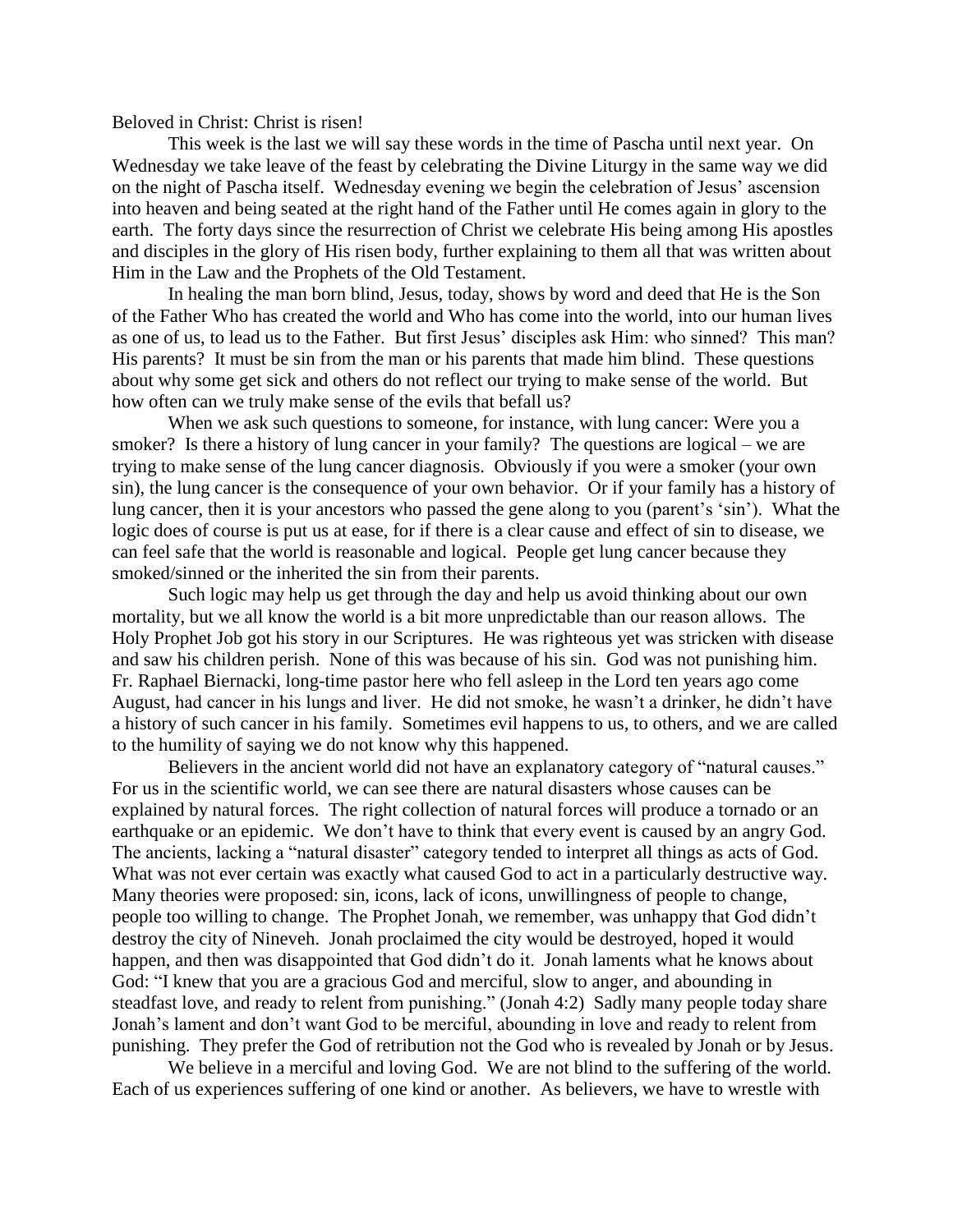Beloved in Christ: Christ is risen!

This week is the last we will say these words in the time of Pascha until next year. On Wednesday we take leave of the feast by celebrating the Divine Liturgy in the same way we did on the night of Pascha itself. Wednesday evening we begin the celebration of Jesus' ascension into heaven and being seated at the right hand of the Father until He comes again in glory to the earth. The forty days since the resurrection of Christ we celebrate His being among His apostles and disciples in the glory of His risen body, further explaining to them all that was written about Him in the Law and the Prophets of the Old Testament.

In healing the man born blind, Jesus, today, shows by word and deed that He is the Son of the Father Who has created the world and Who has come into the world, into our human lives as one of us, to lead us to the Father. But first Jesus' disciples ask Him: who sinned? This man? His parents? It must be sin from the man or his parents that made him blind. These questions about why some get sick and others do not reflect our trying to make sense of the world. But how often can we truly make sense of the evils that befall us?

When we ask such questions to someone, for instance, with lung cancer: Were you a smoker? Is there a history of lung cancer in your family? The questions are logical – we are trying to make sense of the lung cancer diagnosis. Obviously if you were a smoker (your own sin), the lung cancer is the consequence of your own behavior. Or if your family has a history of lung cancer, then it is your ancestors who passed the gene along to you (parent's 'sin'). What the logic does of course is put us at ease, for if there is a clear cause and effect of sin to disease, we can feel safe that the world is reasonable and logical. People get lung cancer because they smoked/sinned or the inherited the sin from their parents.

Such logic may help us get through the day and help us avoid thinking about our own mortality, but we all know the world is a bit more unpredictable than our reason allows. The Holy Prophet Job got his story in our Scriptures. He was righteous yet was stricken with disease and saw his children perish. None of this was because of his sin. God was not punishing him. Fr. Raphael Biernacki, long-time pastor here who fell asleep in the Lord ten years ago come August, had cancer in his lungs and liver. He did not smoke, he wasn't a drinker, he didn't have a history of such cancer in his family. Sometimes evil happens to us, to others, and we are called to the humility of saying we do not know why this happened.

Believers in the ancient world did not have an explanatory category of "natural causes." For us in the scientific world, we can see there are natural disasters whose causes can be explained by natural forces. The right collection of natural forces will produce a tornado or an earthquake or an epidemic. We don't have to think that every event is caused by an angry God. The ancients, lacking a "natural disaster" category tended to interpret all things as acts of God. What was not ever certain was exactly what caused God to act in a particularly destructive way. Many theories were proposed: sin, icons, lack of icons, unwillingness of people to change, people too willing to change. The Prophet Jonah, we remember, was unhappy that God didn't destroy the city of Nineveh. Jonah proclaimed the city would be destroyed, hoped it would happen, and then was disappointed that God didn't do it. Jonah laments what he knows about God: "I knew that you are a gracious God and merciful, slow to anger, and abounding in steadfast love, and ready to relent from punishing." (Jonah 4:2) Sadly many people today share Jonah's lament and don't want God to be merciful, abounding in love and ready to relent from punishing. They prefer the God of retribution not the God who is revealed by Jonah or by Jesus.

We believe in a merciful and loving God. We are not blind to the suffering of the world. Each of us experiences suffering of one kind or another. As believers, we have to wrestle with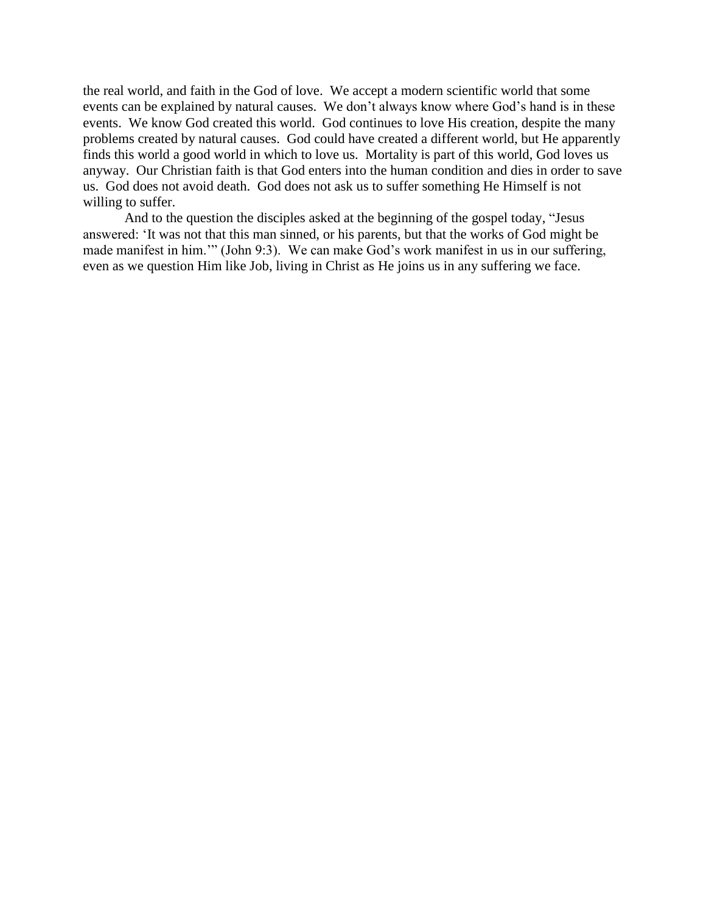the real world, and faith in the God of love. We accept a modern scientific world that some events can be explained by natural causes. We don't always know where God's hand is in these events. We know God created this world. God continues to love His creation, despite the many problems created by natural causes. God could have created a different world, but He apparently finds this world a good world in which to love us. Mortality is part of this world, God loves us anyway. Our Christian faith is that God enters into the human condition and dies in order to save us. God does not avoid death. God does not ask us to suffer something He Himself is not willing to suffer.

And to the question the disciples asked at the beginning of the gospel today, "Jesus answered: 'It was not that this man sinned, or his parents, but that the works of God might be made manifest in him.'" (John 9:3). We can make God's work manifest in us in our suffering, even as we question Him like Job, living in Christ as He joins us in any suffering we face.